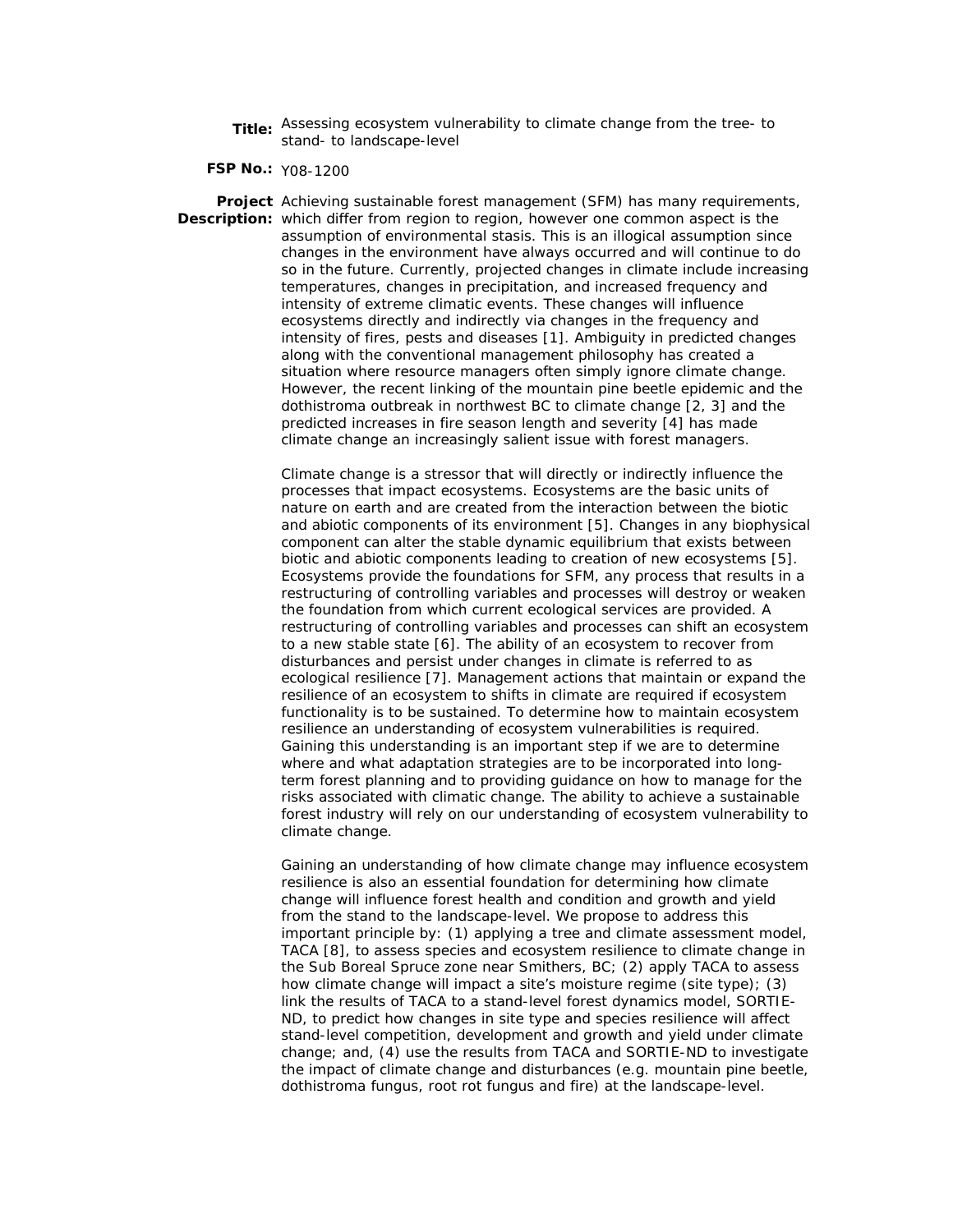**Title:** Assessing ecosystem vulnerability to climate change from the tree- to stand- to landscape-level

**FSP No.:** Y08-1200

**Project Description:** Achieving sustainable forest management (SFM) has many requirements, which differ from region to region, however one common aspect is the assumption of environmental stasis. This is an illogical assumption since changes in the environment have always occurred and will continue to do so in the future. Currently, projected changes in climate include increasing temperatures, changes in precipitation, and increased frequency and intensity of extreme climatic events. These changes will influence ecosystems directly and indirectly via changes in the frequency and intensity of fires, pests and diseases [1]. Ambiguity in predicted changes along with the conventional management philosophy has created a situation where resource managers often simply ignore climate change. However, the recent linking of the mountain pine beetle epidemic and the dothistroma outbreak in northwest BC to climate change [2, 3] and the predicted increases in fire season length and severity [4] has made climate change an increasingly salient issue with forest managers.

Climate change is a stressor that will directly or indirectly influence the processes that impact ecosystems. Ecosystems are the basic units of nature on earth and are created from the interaction between the biotic and abiotic components of its environment [5]. Changes in any biophysical component can alter the stable dynamic equilibrium that exists between biotic and abiotic components leading to creation of new ecosystems [5]. Ecosystems provide the foundations for SFM, any process that results in a restructuring of controlling variables and processes will destroy or weaken the foundation from which current ecological services are provided. A restructuring of controlling variables and processes can shift an ecosystem to a new stable state [6]. The ability of an ecosystem to recover from disturbances and persist under changes in climate is referred to as ecological resilience [7]. Management actions that maintain or expand the resilience of an ecosystem to shifts in climate are required if ecosystem functionality is to be sustained. To determine how to maintain ecosystem resilience an understanding of ecosystem vulnerabilities is required. Gaining this understanding is an important step if we are to determine where and what adaptation strategies are to be incorporated into long-term forest planning and to providing guidance on how to manage for the risks associated with climatic change. The ability to achieve a sustainable forest industry will rely on our understanding of ecosystem vulnerability to climate change.

Gaining an understanding of how climate change may influence ecosystem resilience is also an essential foundation for determining how climate change will influence forest health and condition and growth and yield from the stand to the landscape-level. We propose to address this important principle by: (1) applying a tree and climate assessment model, TACA [8], to assess species and ecosystem resilience to climate change in the Sub Boreal Spruce zone near Smithers, BC; (2) apply TACA to assess how climate change will impact a site's moisture regime (site type); (3) link the results of TACA to a stand-level forest dynamics model, SORTIE-ND, to predict how changes in site type and species resilience will affect stand-level competition, development and growth and yield under climate change; and, (4) use the results from TACA and SORTIE-ND to investigate the impact of climate change and disturbances (e.g. mountain pine beetle, dothistroma fungus, root rot fungus and fire) at the landscape-level.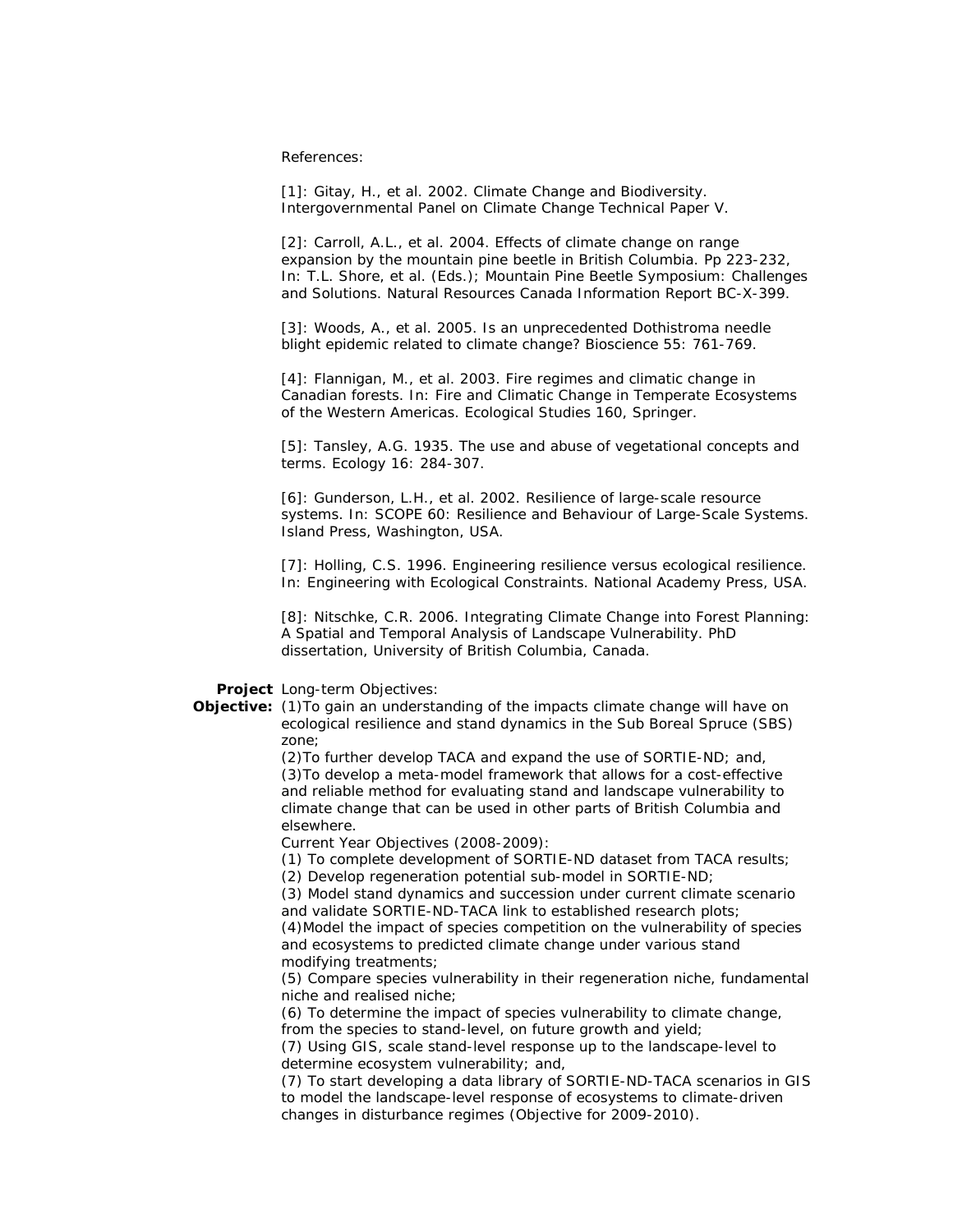References:

[1]: Gitay, H., et al. 2002. Climate Change and Biodiversity. Intergovernmental Panel on Climate Change Technical Paper V.

[2]: Carroll, A.L., et al. 2004. Effects of climate change on range expansion by the mountain pine beetle in British Columbia. Pp 223-232, In: T.L. Shore, et al. (Eds.); Mountain Pine Beetle Symposium: Challenges and Solutions. Natural Resources Canada Information Report BC-X-399.

[3]: Woods, A., et al. 2005. Is an unprecedented Dothistroma needle blight epidemic related to climate change? Bioscience 55: 761-769.

[4]: Flannigan, M., et al. 2003. Fire regimes and climatic change in Canadian forests. In: Fire and Climatic Change in Temperate Ecosystems of the Western Americas. Ecological Studies 160, Springer.

[5]: Tansley, A.G. 1935. The use and abuse of vegetational concepts and terms. Ecology 16: 284-307.

[6]: Gunderson, L.H., et al. 2002. Resilience of large-scale resource systems. In: SCOPE 60: Resilience and Behaviour of Large-Scale Systems. Island Press, Washington, USA.

[7]: Holling, C.S. 1996. Engineering resilience versus ecological resilience. In: Engineering with Ecological Constraints. National Academy Press, USA.

[8]: Nitschke, C.R. 2006. Integrating Climate Change into Forest Planning: A Spatial and Temporal Analysis of Landscape Vulnerability. PhD dissertation, University of British Columbia, Canada.

**Project Objective:** Long-term Objectives:

(1)To gain an understanding of the impacts climate change will have on ecological resilience and stand dynamics in the Sub Boreal Spruce (SBS) zone;
(2)To further develop TACA and expand the use of SORTIE-ND; and,
(3)To develop a meta-model framework that allows for a cost-effective and reliable method for evaluating stand and landscape vulnerability to climate change that can be used in other parts of British Columbia and elsewhere.

Current Year Objectives (2008-2009):

(1) To complete development of SORTIE-ND dataset from TACA results;
(2) Develop regeneration potential sub-model in SORTIE-ND;
(3) Model stand dynamics and succession under current climate scenario and validate SORTIE-ND-TACA link to established research plots;
(4)Model the impact of species competition on the vulnerability of species and ecosystems to predicted climate change under various stand modifying treatments;
(5) Compare species vulnerability in their regeneration niche, fundamental niche and realised niche;
(6) To determine the impact of species vulnerability to climate change, from the species to stand-level, on future growth and yield;
(7) Using GIS, scale stand-level response up to the landscape-level to determine ecosystem vulnerability; and,
(7) To start developing a data library of SORTIE-ND-TACA scenarios in GIS to model the landscape-level response of ecosystems to climate-driven changes in disturbance regimes (Objective for 2009-2010).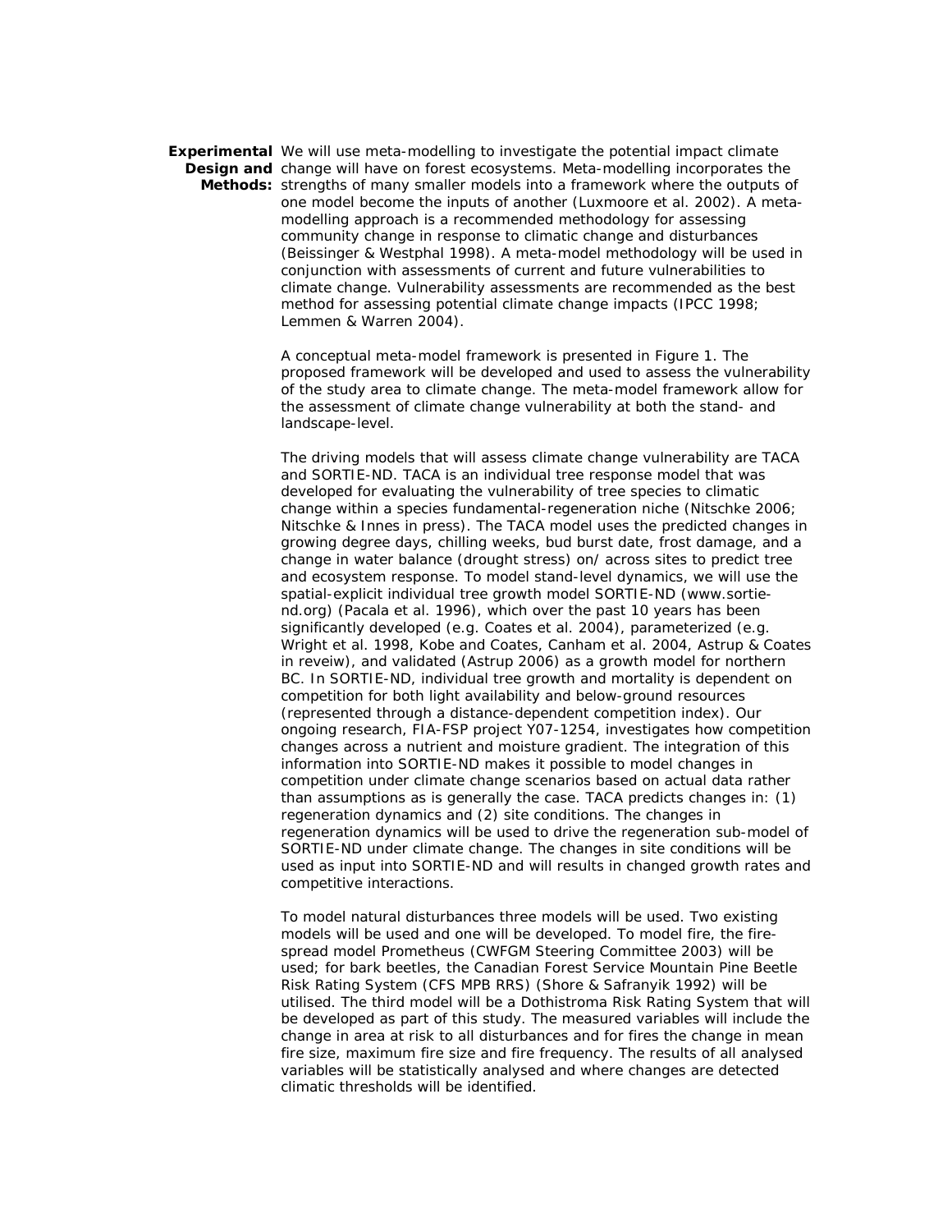**Experimental Design and Methods:** We will use meta-modelling to investigate the potential impact climate change will have on forest ecosystems. Meta-modelling incorporates the strengths of many smaller models into a framework where the outputs of one model become the inputs of another (Luxmoore et al. 2002). A meta-modelling approach is a recommended methodology for assessing community change in response to climatic change and disturbances (Beissinger & Westphal 1998). A meta-model methodology will be used in conjunction with assessments of current and future vulnerabilities to climate change. Vulnerability assessments are recommended as the best method for assessing potential climate change impacts (IPCC 1998; Lemmen & Warren 2004).

A conceptual meta-model framework is presented in Figure 1. The proposed framework will be developed and used to assess the vulnerability of the study area to climate change. The meta-model framework allow for the assessment of climate change vulnerability at both the stand- and landscape-level.

The driving models that will assess climate change vulnerability are TACA and SORTIE-ND. TACA is an individual tree response model that was developed for evaluating the vulnerability of tree species to climatic change within a species fundamental-regeneration niche (Nitschke 2006; Nitschke & Innes in press). The TACA model uses the predicted changes in growing degree days, chilling weeks, bud burst date, frost damage, and a change in water balance (drought stress) on/ across sites to predict tree and ecosystem response. To model stand-level dynamics, we will use the spatial-explicit individual tree growth model SORTIE-ND (www.sortie-nd.org) (Pacala et al. 1996), which over the past 10 years has been significantly developed (e.g. Coates et al. 2004), parameterized (e.g. Wright et al. 1998, Kobe and Coates, Canham et al. 2004, Astrup & Coates in reveiw), and validated (Astrup 2006) as a growth model for northern BC. In SORTIE-ND, individual tree growth and mortality is dependent on competition for both light availability and below-ground resources (represented through a distance-dependent competition index). Our ongoing research, FIA-FSP project Y07-1254, investigates how competition changes across a nutrient and moisture gradient. The integration of this information into SORTIE-ND makes it possible to model changes in competition under climate change scenarios based on actual data rather than assumptions as is generally the case. TACA predicts changes in: (1) regeneration dynamics and (2) site conditions. The changes in regeneration dynamics will be used to drive the regeneration sub-model of SORTIE-ND under climate change. The changes in site conditions will be used as input into SORTIE-ND and will results in changed growth rates and competitive interactions.

To model natural disturbances three models will be used. Two existing models will be used and one will be developed. To model fire, the fire-spread model Prometheus (CWFGM Steering Committee 2003) will be used; for bark beetles, the Canadian Forest Service Mountain Pine Beetle Risk Rating System (CFS MPB RRS) (Shore & Safranyik 1992) will be utilised. The third model will be a Dothistroma Risk Rating System that will be developed as part of this study. The measured variables will include the change in area at risk to all disturbances and for fires the change in mean fire size, maximum fire size and fire frequency. The results of all analysed variables will be statistically analysed and where changes are detected climatic thresholds will be identified.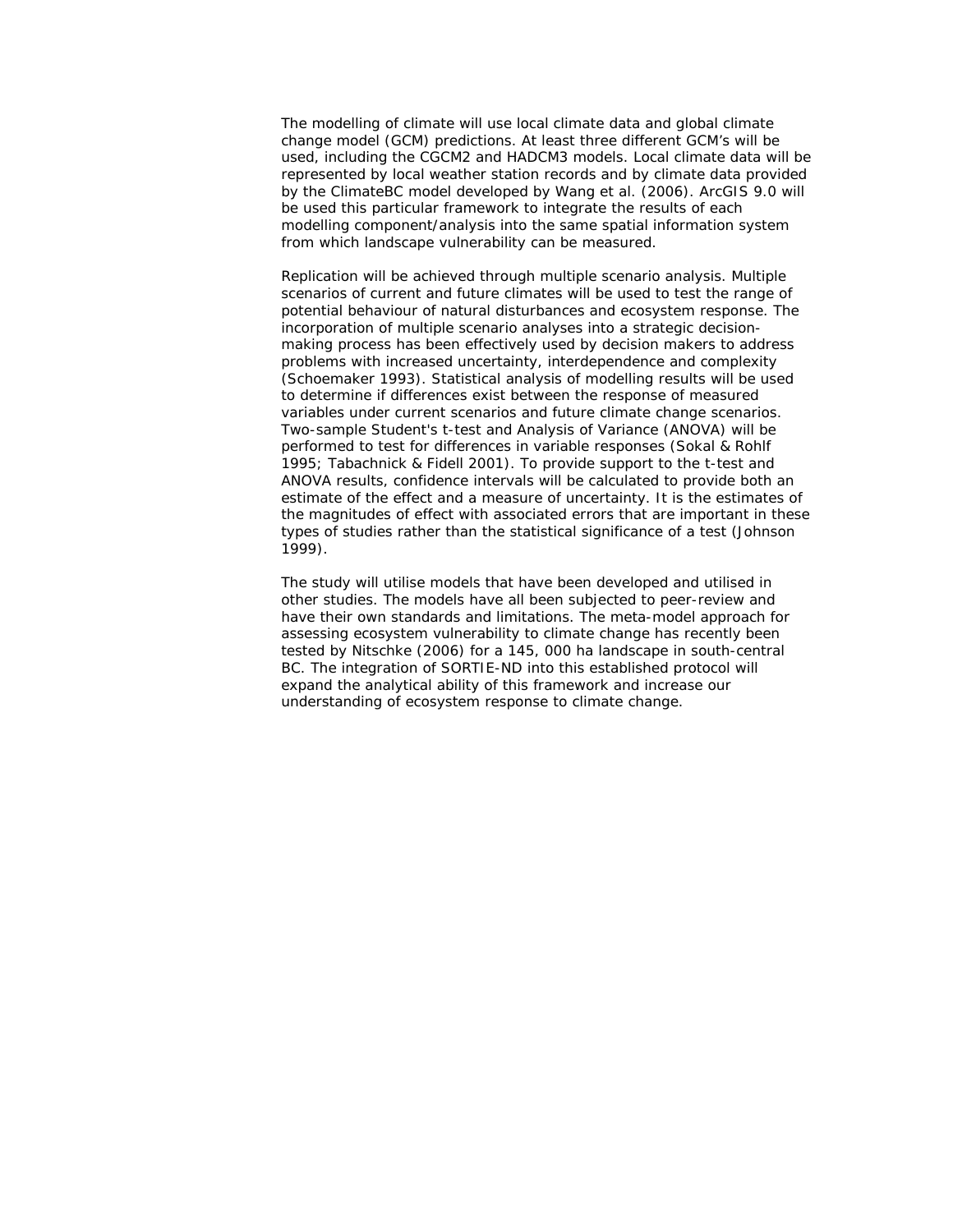The modelling of climate will use local climate data and global climate change model (GCM) predictions. At least three different GCM's will be used, including the CGCM2 and HADCM3 models. Local climate data will be represented by local weather station records and by climate data provided by the ClimateBC model developed by Wang et al. (2006). ArcGIS 9.0 will be used this particular framework to integrate the results of each modelling component/analysis into the same spatial information system from which landscape vulnerability can be measured.

Replication will be achieved through multiple scenario analysis. Multiple scenarios of current and future climates will be used to test the range of potential behaviour of natural disturbances and ecosystem response. The incorporation of multiple scenario analyses into a strategic decision-making process has been effectively used by decision makers to address problems with increased uncertainty, interdependence and complexity (Schoemaker 1993). Statistical analysis of modelling results will be used to determine if differences exist between the response of measured variables under current scenarios and future climate change scenarios. Two-sample Student's t-test and Analysis of Variance (ANOVA) will be performed to test for differences in variable responses (Sokal & Rohlf 1995; Tabachnick & Fidell 2001). To provide support to the t-test and ANOVA results, confidence intervals will be calculated to provide both an estimate of the effect and a measure of uncertainty. It is the estimates of the magnitudes of effect with associated errors that are important in these types of studies rather than the statistical significance of a test (Johnson 1999).

The study will utilise models that have been developed and utilised in other studies. The models have all been subjected to peer-review and have their own standards and limitations. The meta-model approach for assessing ecosystem vulnerability to climate change has recently been tested by Nitschke (2006) for a 145, 000 ha landscape in south-central BC. The integration of SORTIE-ND into this established protocol will expand the analytical ability of this framework and increase our understanding of ecosystem response to climate change.